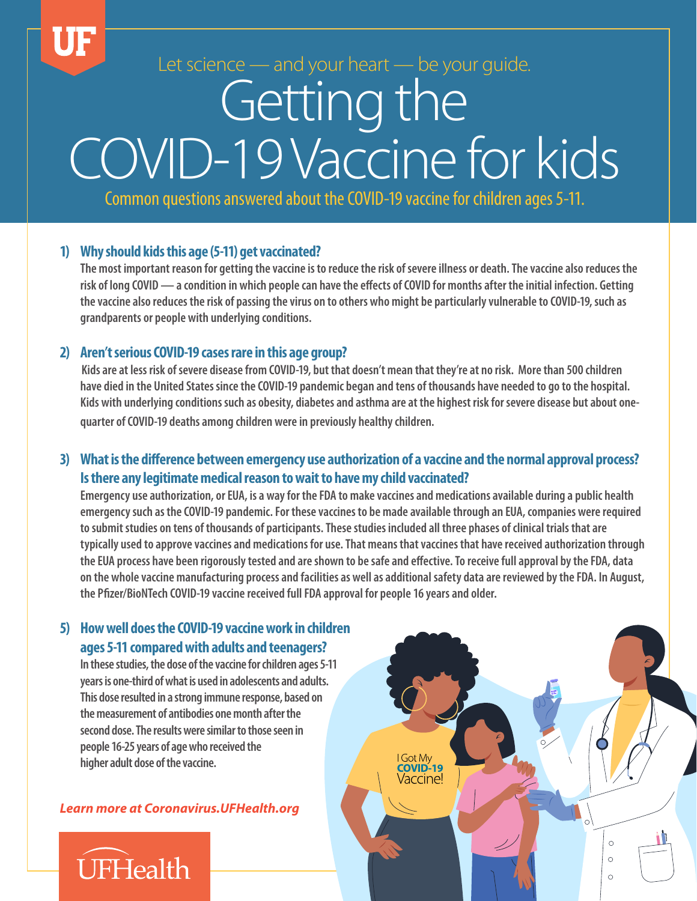UF

Let science — and your heart — be your guide.

# Getting the COVID-19 Vaccine for kids

Common questions answered about the COVID-19 vaccine for children ages 5-11.

## 1) Why should kids this age (5-11) get vaccinated?

The most important reason for getting the vaccine is to reduce the risk of severe illness or death. The vaccine also reduces the risk of long COVID — a condition in which people can have the effects of COVID for months after the initial infection. Getting the vaccine also reduces the risk of passing the virus on to others who might be particularly vulnerable to COVID-19, such as grandparents or people with underlying conditions.

## 2) Aren't serious COVID-19 cases rare in this age group?

Kids are at less risk of severe disease from COVID-19, but that doesn't mean that they're at no risk. More than 500 children have died in the United States since the COVID-19 pandemic began and tens of thousands have needed to go to the hospital. Kids with underlying conditions such as obesity, diabetes and asthma are at the highest risk for severe disease but about one-quarter of COVID-19 deaths among children were in previously healthy children.

## 3) What is the difference between emergency use authorization of a vaccine and the normal approval process? Is there any legitimate medical reason to wait to have my child vaccinated?

Emergency use authorization, or EUA, is a way for the FDA to make vaccines and medications available during a public health emergency such as the COVID-19 pandemic. For these vaccines to be made available through an EUA, companies were required to submit studies on tens of thousands of participants. These studies included all three phases of clinical trials that are typically used to approve vaccines and medications for use. That means that vaccines that have received authorization through the EUA process have been rigorously tested and are shown to be safe and effective. To receive full approval by the FDA, data on the whole vaccine manufacturing process and facilities as well as additional safety data are reviewed by the FDA. In August, the Pfizer/BioNTech COVID-19 vaccine received full FDA approval for people 16 years and older.

## 5) How well does the COVID-19 vaccine work in children ages 5-11 compared with adults and teenagers?

In these studies, the dose of the vaccine for children ages 5-11 years is one-third of what is used in adolescents and adults. This dose resulted in a strong immune response, based on the measurement of antibodies one month after the second dose. The results were similar to those seen in people 16-25 years of age who received the higher adult dose of the vaccine.

*Learn more at Coronavirus.UFHealth.org*

UFHealth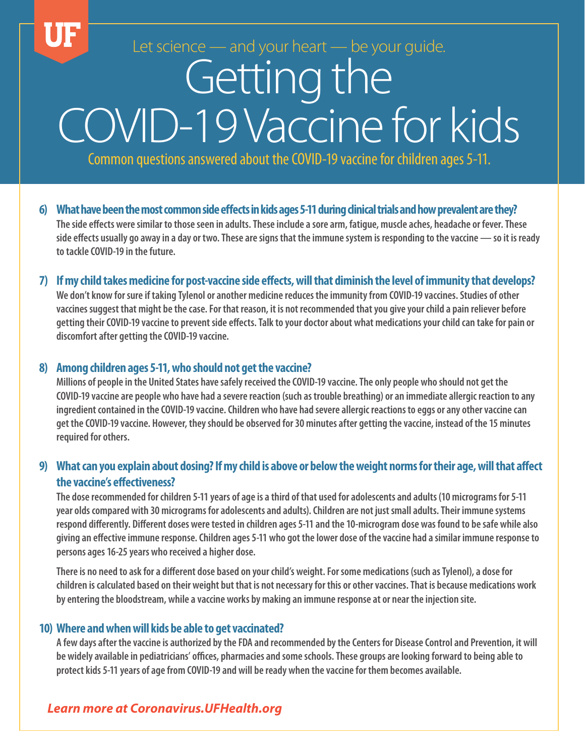UF

Let science — and your heart — be your guide.

# Getting the COVID-19 Vaccine for kids

Common questions answered about the COVID-19 vaccine for children ages 5-11.

6) **What have been the most common side effects in kids ages 5-11 during clinical trials and how prevalent are they?**

The side effects were similar to those seen in adults. These include a sore arm, fatigue, muscle aches, headache or fever. These side effects usually go away in a day or two. These are signs that the immune system is responding to the vaccine — so it is ready to tackle COVID-19 in the future.

7) **If my child takes medicine for post-vaccine side effects, will that diminish the level of immunity that develops?**

We don't know for sure if taking Tylenol or another medicine reduces the immunity from COVID-19 vaccines. Studies of other vaccines suggest that might be the case. For that reason, it is not recommended that you give your child a pain reliever before getting their COVID-19 vaccine to prevent side effects. Talk to your doctor about what medications your child can take for pain or discomfort after getting the COVID-19 vaccine.

8) **Among children ages 5-11, who should not get the vaccine?**

Millions of people in the United States have safely received the COVID-19 vaccine. The only people who should not get the COVID-19 vaccine are people who have had a severe reaction (such as trouble breathing) or an immediate allergic reaction to any ingredient contained in the COVID-19 vaccine. Children who have had severe allergic reactions to eggs or any other vaccine can get the COVID-19 vaccine. However, they should be observed for 30 minutes after getting the vaccine, instead of the 15 minutes required for others.

9) **What can you explain about dosing? If my child is above or below the weight norms for their age, will that affect the vaccine's effectiveness?**

The dose recommended for children 5-11 years of age is a third of that used for adolescents and adults (10 micrograms for 5-11 year olds compared with 30 micrograms for adolescents and adults). Children are not just small adults. Their immune systems respond differently. Different doses were tested in children ages 5-11 and the 10-microgram dose was found to be safe while also giving an effective immune response. Children ages 5-11 who got the lower dose of the vaccine had a similar immune response to persons ages 16-25 years who received a higher dose.

There is no need to ask for a different dose based on your child's weight. For some medications (such as Tylenol), a dose for children is calculated based on their weight but that is not necessary for this or other vaccines. That is because medications work by entering the bloodstream, while a vaccine works by making an immune response at or near the injection site.

10) **Where and when will kids be able to get vaccinated?**

A few days after the vaccine is authorized by the FDA and recommended by the Centers for Disease Control and Prevention, it will be widely available in pediatricians' offices, pharmacies and some schools. These groups are looking forward to being able to protect kids 5-11 years of age from COVID-19 and will be ready when the vaccine for them becomes available.

***Learn more at Coronavirus.UFHealth.org***